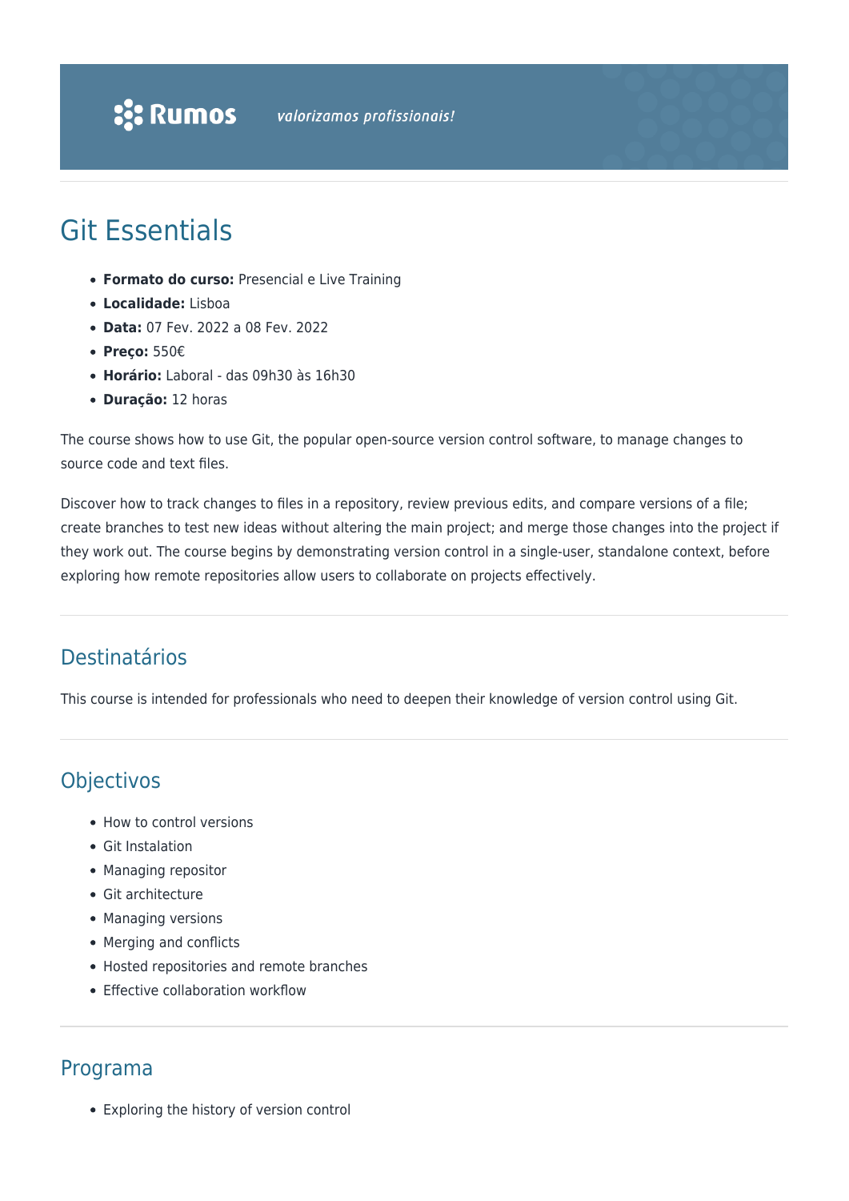# Git Essentials

- **Formato do curso:** Presencial e Live Training
- **Localidade:** Lisboa
- **Data:** 07 Fev. 2022 a 08 Fev. 2022
- **Preço:** 550€
- **Horário:** Laboral - das 09h30 às 16h30
- **Duração:** 12 horas

The course shows how to use Git, the popular open-source version control software, to manage changes to source code and text files.

Discover how to track changes to files in a repository, review previous edits, and compare versions of a file; create branches to test new ideas without altering the main project; and merge those changes into the project if they work out. The course begins by demonstrating version control in a single-user, standalone context, before exploring how remote repositories allow users to collaborate on projects effectively.

## Destinatários

This course is intended for professionals who need to deepen their knowledge of version control using Git.

## Objectivos

- How to control versions
- Git Instalation
- Managing repositor
- Git architecture
- Managing versions
- Merging and conflicts
- Hosted repositories and remote branches
- Effective collaboration workflow

## Programa

- Exploring the history of version control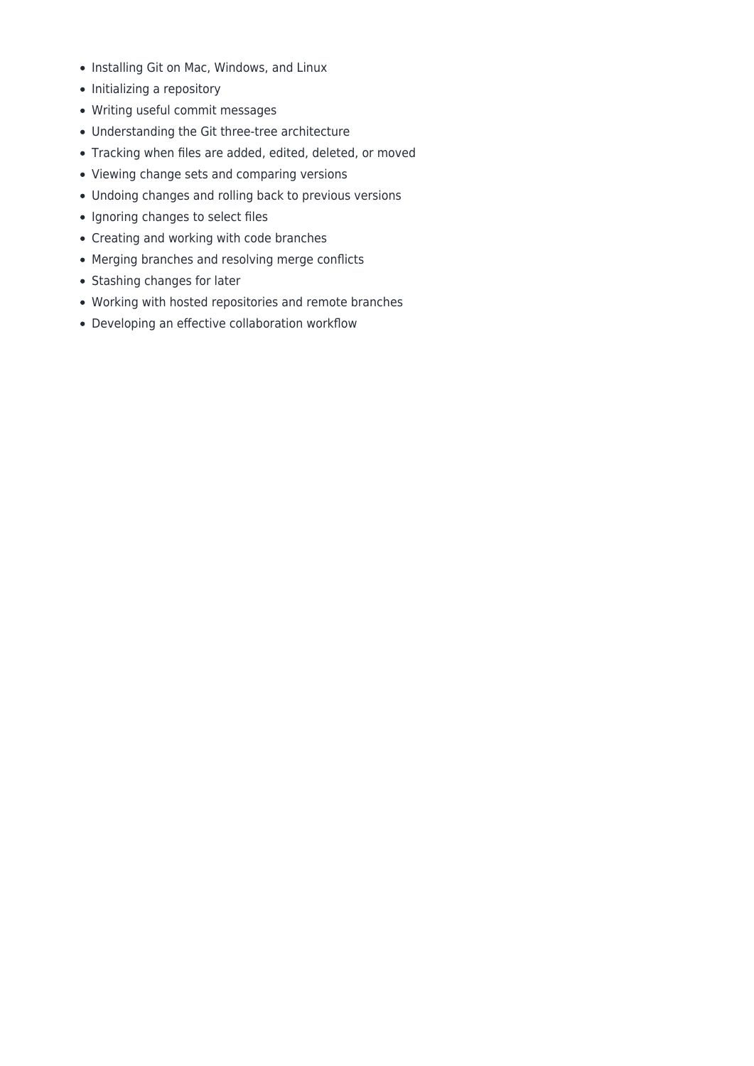- Installing Git on Mac, Windows, and Linux
- Initializing a repository
- Writing useful commit messages
- Understanding the Git three-tree architecture
- Tracking when files are added, edited, deleted, or moved
- Viewing change sets and comparing versions
- Undoing changes and rolling back to previous versions
- Ignoring changes to select files
- Creating and working with code branches
- Merging branches and resolving merge conflicts
- Stashing changes for later
- Working with hosted repositories and remote branches
- Developing an effective collaboration workflow